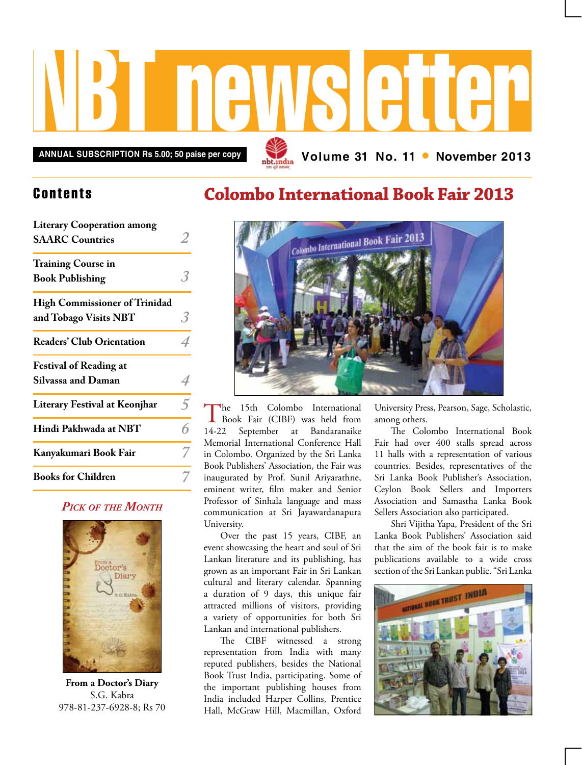# NBT newsletter

**ANNUAL SUBSCRIPTION Rs 5.00; 50 paise per copy**

**Volume 31 No. 11 • November 2013**

## Contents

| | |
|---|---|
| Literary Cooperation among SAARC Countries | 2 |
| Training Course in Book Publishing | 3 |
| High Commissioner of Trinidad and Tobago Visits NBT | 3 |
| Readers' Club Orientation | 4 |
| Festival of Reading at Silvassa and Daman | 4 |
| Literary Festival at Keonjhar | 5 |
| Hindi Pakhwada at NBT | 6 |
| Kanyakumari Book Fair | 7 |
| Books for Children | 7 |

### *Pick of the Month*

**From a Doctor's Diary**
S.G. Kabra
978-81-237-6928-8; Rs 70

## Colombo International Book Fair 2013

The 15th Colombo International Book Fair (CIBF) was held from 14-22 September at Bandaranaike Memorial International Conference Hall in Colombo. Organized by the Sri Lanka Book Publishers' Association, the Fair was inaugurated by Prof. Sunil Ariyarathne, eminent writer, film maker and Senior Professor of Sinhala language and mass communication at Sri Jayawardanapura University.

Over the past 15 years, CIBF, an event showcasing the heart and soul of Sri Lankan literature and its publishing, has grown as an important Fair in Sri Lankan cultural and literary calendar. Spanning a duration of 9 days, this unique fair attracted millions of visitors, providing a variety of opportunities for both Sri Lankan and international publishers.

The CIBF witnessed a strong representation from India with many reputed publishers, besides the National Book Trust India, participating. Some of the important publishing houses from India included Harper Collins, Prentice Hall, McGraw Hill, Macmillan, Oxford University Press, Pearson, Sage, Scholastic, among others.

The Colombo International Book Fair had over 400 stalls spread across 11 halls with a representation of various countries. Besides, representatives of the Sri Lanka Book Publisher's Association, Ceylon Book Sellers and Importers Association and Samastha Lanka Book Sellers Association also participated.

Shri Vijitha Yapa, President of the Sri Lanka Book Publishers' Association said that the aim of the book fair is to make publications available to a wide cross section of the Sri Lankan public. "Sri Lanka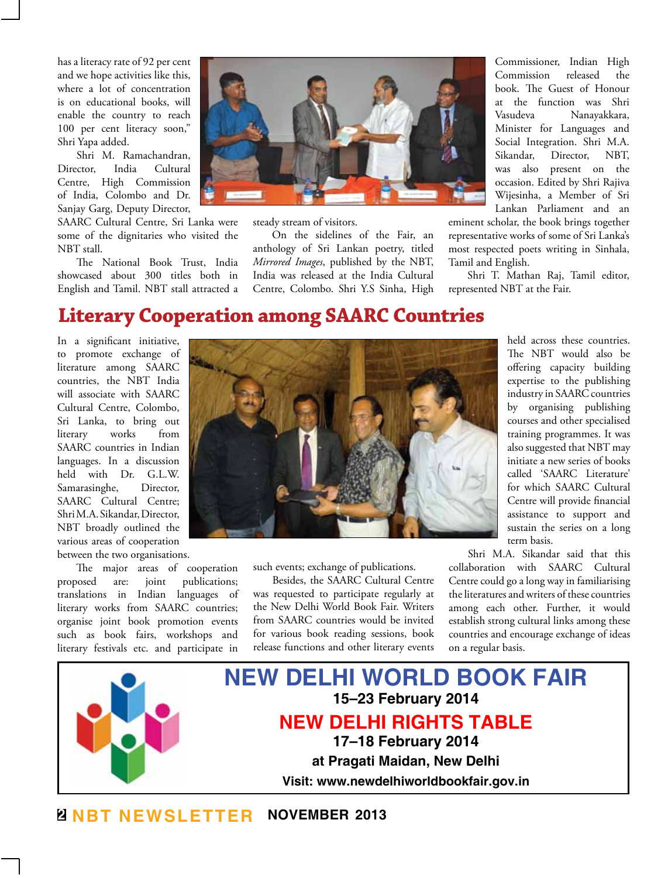has a literacy rate of 92 per cent and we hope activities like this, where a lot of concentration is on educational books, will enable the country to reach 100 per cent literacy soon," Shri Yapa added.

Shri M. Ramachandran, Director, India Cultural Centre, High Commission of India, Colombo and Dr. Sanjay Garg, Deputy Director, SAARC Cultural Centre, Sri Lanka were some of the dignitaries who visited the NBT stall.

The National Book Trust, India showcased about 300 titles both in English and Tamil. NBT stall attracted a steady stream of visitors.

On the sidelines of the Fair, an anthology of Sri Lankan poetry, titled *Mirrored Images*, published by the NBT, India was released at the India Cultural Centre, Colombo. Shri Y.S Sinha, High Commissioner, Indian High Commission released the book. The Guest of Honour at the function was Shri Vasudeva Nanayakkara, Minister for Languages and Social Integration. Shri M.A. Sikandar, Director, NBT, was also present on the occasion. Edited by Shri Rajiva Wijesinha, a Member of Sri Lankan Parliament and an eminent scholar, the book brings together representative works of some of Sri Lanka's most respected poets writing in Sinhala, Tamil and English.

Shri T. Mathan Raj, Tamil editor, represented NBT at the Fair.

## Literary Cooperation among SAARC Countries

In a significant initiative, to promote exchange of literature among SAARC countries, the NBT India will associate with SAARC Cultural Centre, Colombo, Sri Lanka, to bring out literary works from SAARC countries in Indian languages. In a discussion held with Dr. G.L.W. Samarasinghe, Director, SAARC Cultural Centre; Shri M.A. Sikandar, Director, NBT broadly outlined the various areas of cooperation between the two organisations.

The major areas of cooperation proposed are: joint publications; translations in Indian languages of literary works from SAARC countries; organise joint book promotion events such as book fairs, workshops and literary festivals etc. and participate in such events; exchange of publications.

Besides, the SAARC Cultural Centre was requested to participate regularly at the New Delhi World Book Fair. Writers from SAARC countries would be invited for various book reading sessions, book release functions and other literary events held across these countries. The NBT would also be offering capacity building expertise to the publishing industry in SAARC countries by organising publishing courses and other specialised training programmes. It was also suggested that NBT may initiate a new series of books called 'SAARC Literature' for which SAARC Cultural Centre will provide financial assistance to support and sustain the series on a long term basis.

Shri M.A. Sikandar said that this collaboration with SAARC Cultural Centre could go a long way in familiarising the literatures and writers of these countries among each other. Further, it would establish strong cultural links among these countries and encourage exchange of ideas on a regular basis.

**NEW DELHI WORLD BOOK FAIR**
**15–23 February 2014**
**NEW DELHI RIGHTS TABLE**
**17–18 February 2014**
**at Pragati Maidan, New Delhi**
**Visit: www.newdelhiworldbookfair.gov.in**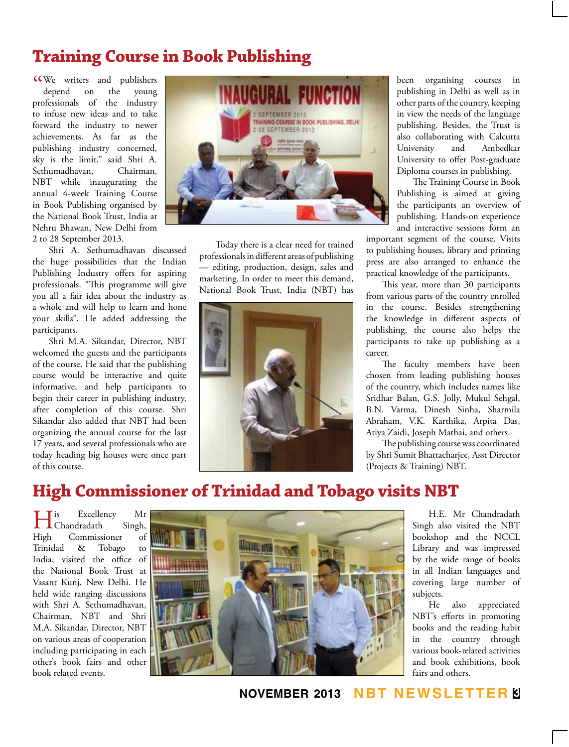## Training Course in Book Publishing

"We writers and publishers depend on the young professionals of the industry to infuse new ideas and to take forward the industry to newer achievements. As far as the publishing industry concerned, sky is the limit," said Shri A. Sethumadhavan, Chairman, NBT while inaugurating the annual 4-week Training Course in Book Publishing organised by the National Book Trust, India at Nehru Bhawan, New Delhi from 2 to 28 September 2013.

Shri A. Sethumadhavan discussed the huge possibilities that the Indian Publishing Industry offers for aspiring professionals. "This programme will give you all a fair idea about the industry as a whole and will help to learn and hone your skills", He added addressing the participants.

Shri M.A. Sikandar, Director, NBT welcomed the guests and the participants of the course. He said that the publishing course would be interactive and quite informative, and help participants to begin their career in publishing industry, after completion of this course. Shri Sikandar also added that NBT had been organizing the annual course for the last 17 years, and several professionals who are today heading big houses were once part of this course.

Today there is a clear need for trained professionals in different areas of publishing — editing, production, design, sales and marketing. In order to meet this demand, National Book Trust, India (NBT) has been organising courses in publishing in Delhi as well as in other parts of the country, keeping in view the needs of the language publishing. Besides, the Trust is also collaborating with Calcutta University and Ambedkar University to offer Post-graduate Diploma courses in publishing.

The Training Course in Book Publishing is aimed at giving the participants an overview of publishing. Hands-on experience and interactive sessions form an important segment of the course. Visits to publishing houses, library and printing press are also arranged to enhance the practical knowledge of the participants.

This year, more than 30 participants from various parts of the country enrolled in the course. Besides strengthening the knowledge in different aspects of publishing, the course also helps the participants to take up publishing as a career.

The faculty members have been chosen from leading publishing houses of the country, which includes names like Sridhar Balan, G.S. Jolly, Mukul Sehgal, B.N. Varma, Dinesh Sinha, Sharmila Abraham, V.K. Karthika, Arpita Das, Atiya Zaidi, Joseph Mathai, and others.

The publishing course was coordinated by Shri Sumit Bhattacharjee, Asst Director (Projects & Training) NBT.

## High Commissioner of Trinidad and Tobago visits NBT

His Excellency Mr Chandradath Singh, High Commissioner of Trinidad & Tobago to India, visited the office of the National Book Trust at Vasant Kunj, New Delhi. He held wide ranging discussions with Shri A. Sethumadhavan, Chairman, NBT and Shri M.A. Sikandar, Director, NBT on various areas of cooperation including participating in each other's book fairs and other book related events.

H.E. Mr Chandradath Singh also visited the NBT bookshop and the NCCL Library and was impressed by the wide range of books in all Indian languages and covering large number of subjects.

He also appreciated NBT's efforts in promoting books and the reading habit in the country through various book-related activities and book exhibitions, book fairs and others.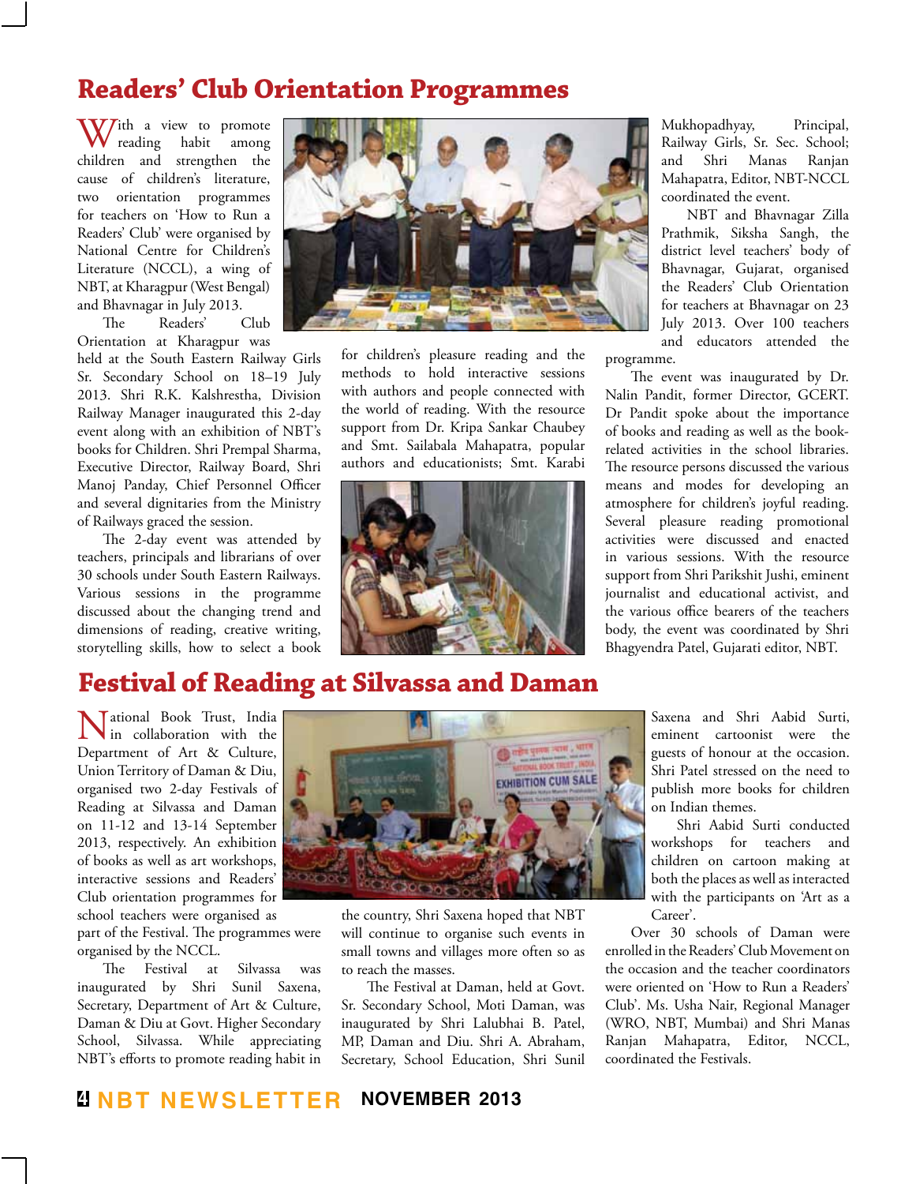## Readers' Club Orientation Programmes

With a view to promote reading habit among children and strengthen the cause of children's literature, two orientation programmes for teachers on 'How to Run a Readers' Club' were organised by National Centre for Children's Literature (NCCL), a wing of NBT, at Kharagpur (West Bengal) and Bhavnagar in July 2013.

The Readers' Club Orientation at Kharagpur was held at the South Eastern Railway Girls Sr. Secondary School on 18–19 July 2013. Shri R.K. Kalshrestha, Division Railway Manager inaugurated this 2-day event along with an exhibition of NBT's books for Children. Shri Prempal Sharma, Executive Director, Railway Board, Shri Manoj Panday, Chief Personnel Officer and several dignitaries from the Ministry of Railways graced the session.

The 2-day event was attended by teachers, principals and librarians of over 30 schools under South Eastern Railways. Various sessions in the programme discussed about the changing trend and dimensions of reading, creative writing, storytelling skills, how to select a book for children's pleasure reading and the methods to hold interactive sessions with authors and people connected with the world of reading. With the resource support from Dr. Kripa Sankar Chaubey and Smt. Sailabala Mahapatra, popular authors and educationists; Smt. Karabi Mukhopadhyay, Principal, Railway Girls, Sr. Sec. School; and Shri Manas Ranjan Mahapatra, Editor, NBT-NCCL coordinated the event.

NBT and Bhavnagar Zilla Prathmik, Siksha Sangh, the district level teachers' body of Bhavnagar, Gujarat, organised the Readers' Club Orientation for teachers at Bhavnagar on 23 July 2013. Over 100 teachers and educators attended the programme.

The event was inaugurated by Dr. Nalin Pandit, former Director, GCERT. Dr Pandit spoke about the importance of books and reading as well as the book-related activities in the school libraries. The resource persons discussed the various means and modes for developing an atmosphere for children's joyful reading. Several pleasure reading promotional activities were discussed and enacted in various sessions. With the resource support from Shri Parikshit Jushi, eminent journalist and educational activist, and the various office bearers of the teachers body, the event was coordinated by Shri Bhagyendra Patel, Gujarati editor, NBT.

## Festival of Reading at Silvassa and Daman

National Book Trust, India in collaboration with the Department of Art & Culture, Union Territory of Daman & Diu, organised two 2-day Festivals of Reading at Silvassa and Daman on 11-12 and 13-14 September 2013, respectively. An exhibition of books as well as art workshops, interactive sessions and Readers' Club orientation programmes for school teachers were organised as part of the Festival. The programmes were organised by the NCCL.

The Festival at Silvassa was inaugurated by Shri Sunil Saxena, Secretary, Department of Art & Culture, Daman & Diu at Govt. Higher Secondary School, Silvassa. While appreciating NBT's efforts to promote reading habit in the country, Shri Saxena hoped that NBT will continue to organise such events in small towns and villages more often so as to reach the masses.

The Festival at Daman, held at Govt. Sr. Secondary School, Moti Daman, was inaugurated by Shri Lalubhai B. Patel, MP, Daman and Diu. Shri A. Abraham, Secretary, School Education, Shri Sunil Saxena and Shri Aabid Surti, eminent cartoonist were the guests of honour at the occasion. Shri Patel stressed on the need to publish more books for children on Indian themes.

Shri Aabid Surti conducted workshops for teachers and children on cartoon making at both the places as well as interacted with the participants on 'Art as a Career'.

Over 30 schools of Daman were enrolled in the Readers' Club Movement on the occasion and the teacher coordinators were oriented on 'How to Run a Readers' Club'. Ms. Usha Nair, Regional Manager (WRO, NBT, Mumbai) and Shri Manas Ranjan Mahapatra, Editor, NCCL, coordinated the Festivals.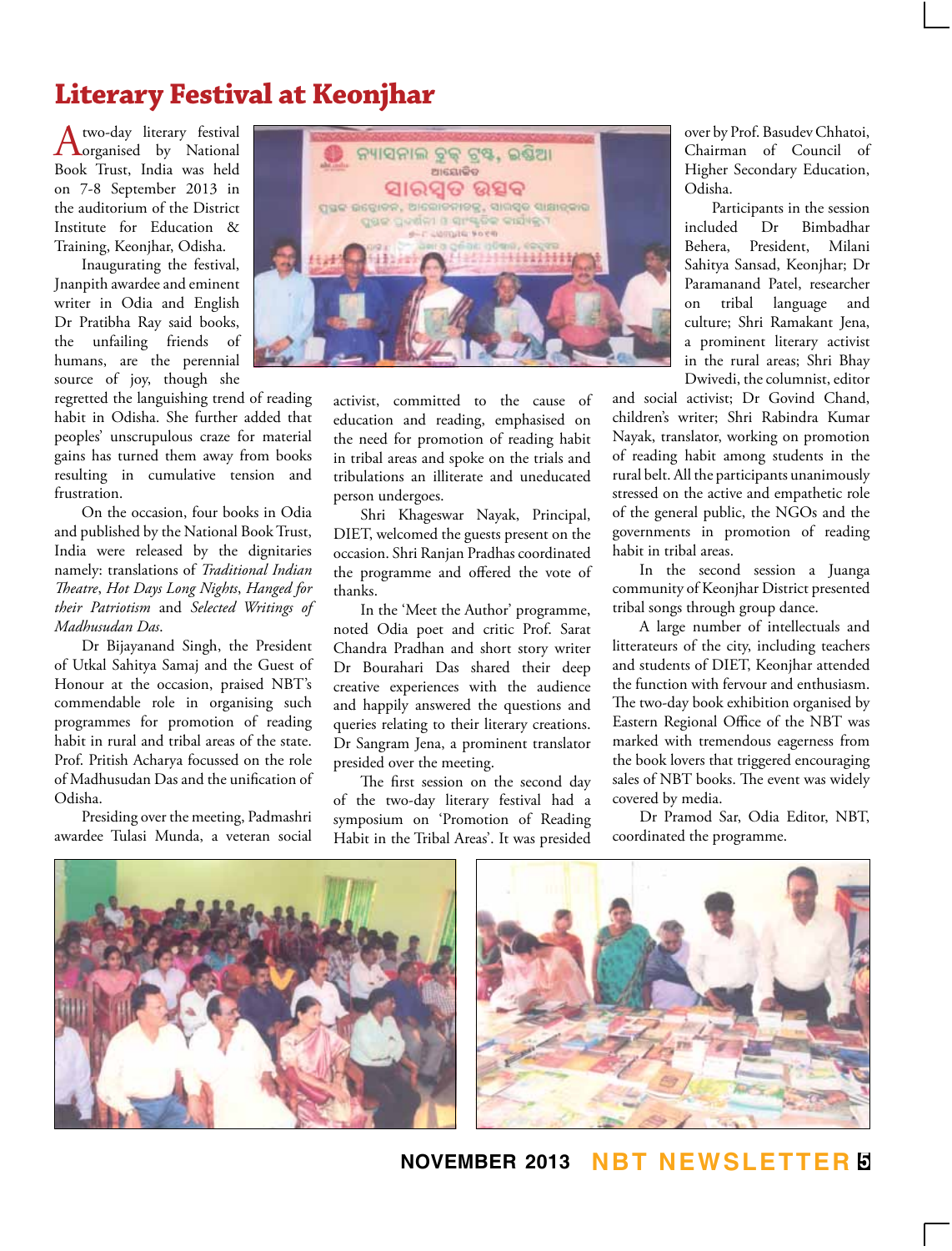# Literary Festival at Keonjhar

A two-day literary festival organised by National Book Trust, India was held on 7-8 September 2013 in the auditorium of the District Institute for Education & Training, Keonjhar, Odisha.

Inaugurating the festival, Jnanpith awardee and eminent writer in Odia and English Dr Pratibha Ray said books, the unfailing friends of humans, are the perennial source of joy, though she regretted the languishing trend of reading habit in Odisha. She further added that peoples' unscrupulous craze for material gains has turned them away from books resulting in cumulative tension and frustration.

On the occasion, four books in Odia and published by the National Book Trust, India were released by the dignitaries namely: translations of *Traditional Indian Theatre*, *Hot Days Long Nights*, *Hanged for their Patriotism* and *Selected Writings of Madhusudan Das*.

Dr Bijayanand Singh, the President of Utkal Sahitya Samaj and the Guest of Honour at the occasion, praised NBT's commendable role in organising such programmes for promotion of reading habit in rural and tribal areas of the state. Prof. Pritish Acharya focussed on the role of Madhusudan Das and the unification of Odisha.

Presiding over the meeting, Padmashri awardee Tulasi Munda, a veteran social activist, committed to the cause of education and reading, emphasised on the need for promotion of reading habit in tribal areas and spoke on the trials and tribulations an illiterate and uneducated person undergoes.

Shri Khageswar Nayak, Principal, DIET, welcomed the guests present on the occasion. Shri Ranjan Pradhas coordinated the programme and offered the vote of thanks.

In the 'Meet the Author' programme, noted Odia poet and critic Prof. Sarat Chandra Pradhan and short story writer Dr Bourahari Das shared their deep creative experiences with the audience and happily answered the questions and queries relating to their literary creations. Dr Sangram Jena, a prominent translator presided over the meeting.

The first session on the second day of the two-day literary festival had a symposium on 'Promotion of Reading Habit in the Tribal Areas'. It was presided over by Prof. Basudev Chhatoi, Chairman of Council of Higher Secondary Education, Odisha.

Participants in the session included Dr Bimbadhar Behera, President, Milani Sahitya Sansad, Keonjhar; Dr Paramanand Patel, researcher on tribal language and culture; Shri Ramakant Jena, a prominent literary activist in the rural areas; Shri Bhay Dwivedi, the columnist, editor and social activist; Dr Govind Chand, children's writer; Shri Rabindra Kumar Nayak, translator, working on promotion of reading habit among students in the rural belt. All the participants unanimously stressed on the active and empathetic role of the general public, the NGOs and the governments in promotion of reading habit in tribal areas.

In the second session a Juanga community of Keonjhar District presented tribal songs through group dance.

A large number of intellectuals and litterateurs of the city, including teachers and students of DIET, Keonjhar attended the function with fervour and enthusiasm. The two-day book exhibition organised by Eastern Regional Office of the NBT was marked with tremendous eagerness from the book lovers that triggered encouraging sales of NBT books. The event was widely covered by media.

Dr Pramod Sar, Odia Editor, NBT, coordinated the programme.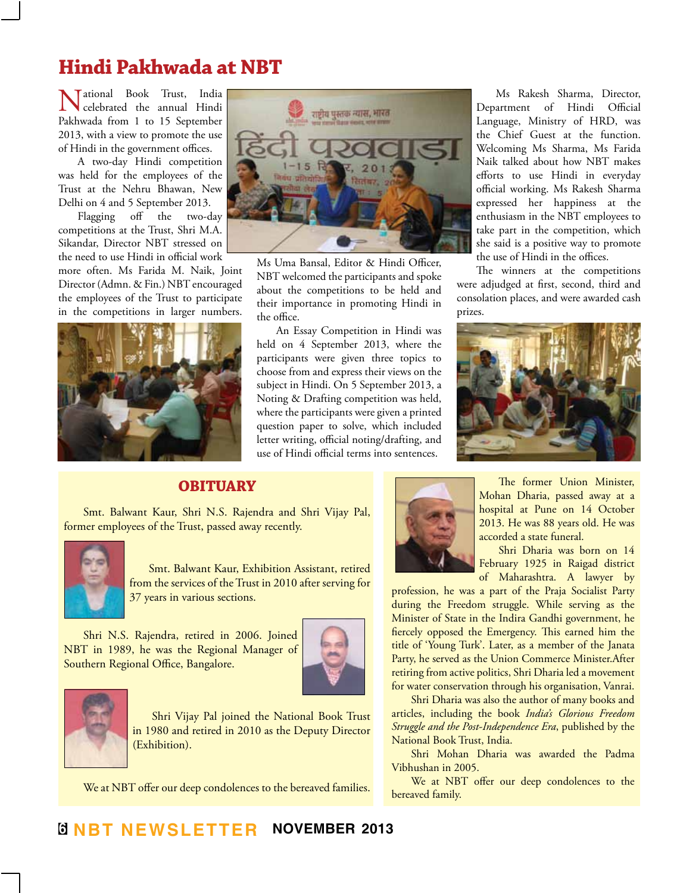# Hindi Pakhwada at NBT

National Book Trust, India celebrated the annual Hindi Pakhwada from 1 to 15 September 2013, with a view to promote the use of Hindi in the government offices.

A two-day Hindi competition was held for the employees of the Trust at the Nehru Bhawan, New Delhi on 4 and 5 September 2013.

Flagging off the two-day competitions at the Trust, Shri M.A. Sikandar, Director NBT stressed on the need to use Hindi in official work more often. Ms Farida M. Naik, Joint Director (Admn. & Fin.) NBT encouraged the employees of the Trust to participate in the competitions in larger numbers.

Ms Uma Bansal, Editor & Hindi Officer, NBT welcomed the participants and spoke about the competitions to be held and their importance in promoting Hindi in the office.

An Essay Competition in Hindi was held on 4 September 2013, where the participants were given three topics to choose from and express their views on the subject in Hindi. On 5 September 2013, a Noting & Drafting competition was held, where the participants were given a printed question paper to solve, which included letter writing, official noting/drafting, and use of Hindi official terms into sentences.

Ms Rakesh Sharma, Director, Department of Hindi Official Language, Ministry of HRD, was the Chief Guest at the function. Welcoming Ms Sharma, Ms Farida Naik talked about how NBT makes efforts to use Hindi in everyday official working. Ms Rakesh Sharma expressed her happiness at the enthusiasm in the NBT employees to take part in the competition, which she said is a positive way to promote the use of Hindi in the offices.

The winners at the competitions were adjudged at first, second, third and consolation places, and were awarded cash prizes.

## OBITUARY

Smt. Balwant Kaur, Shri N.S. Rajendra and Shri Vijay Pal, former employees of the Trust, passed away recently.

Smt. Balwant Kaur, Exhibition Assistant, retired from the services of the Trust in 2010 after serving for 37 years in various sections.

Shri N.S. Rajendra, retired in 2006. Joined NBT in 1989, he was the Regional Manager of Southern Regional Office, Bangalore.

Shri Vijay Pal joined the National Book Trust in 1980 and retired in 2010 as the Deputy Director (Exhibition).

We at NBT offer our deep condolences to the bereaved families.

The former Union Minister, Mohan Dharia, passed away at a hospital at Pune on 14 October 2013. He was 88 years old. He was accorded a state funeral.

Shri Dharia was born on 14 February 1925 in Raigad district of Maharashtra. A lawyer by profession, he was a part of the Praja Socialist Party during the Freedom struggle. While serving as the Minister of State in the Indira Gandhi government, he fiercely opposed the Emergency. This earned him the title of 'Young Turk'. Later, as a member of the Janata Party, he served as the Union Commerce Minister.After retiring from active politics, Shri Dharia led a movement for water conservation through his organisation, Vanrai.

Shri Dharia was also the author of many books and articles, including the book *India's Glorious Freedom Struggle and the Post-Independence Era*, published by the National Book Trust, India.

Shri Mohan Dharia was awarded the Padma Vibhushan in 2005.

We at NBT offer our deep condolences to the bereaved family.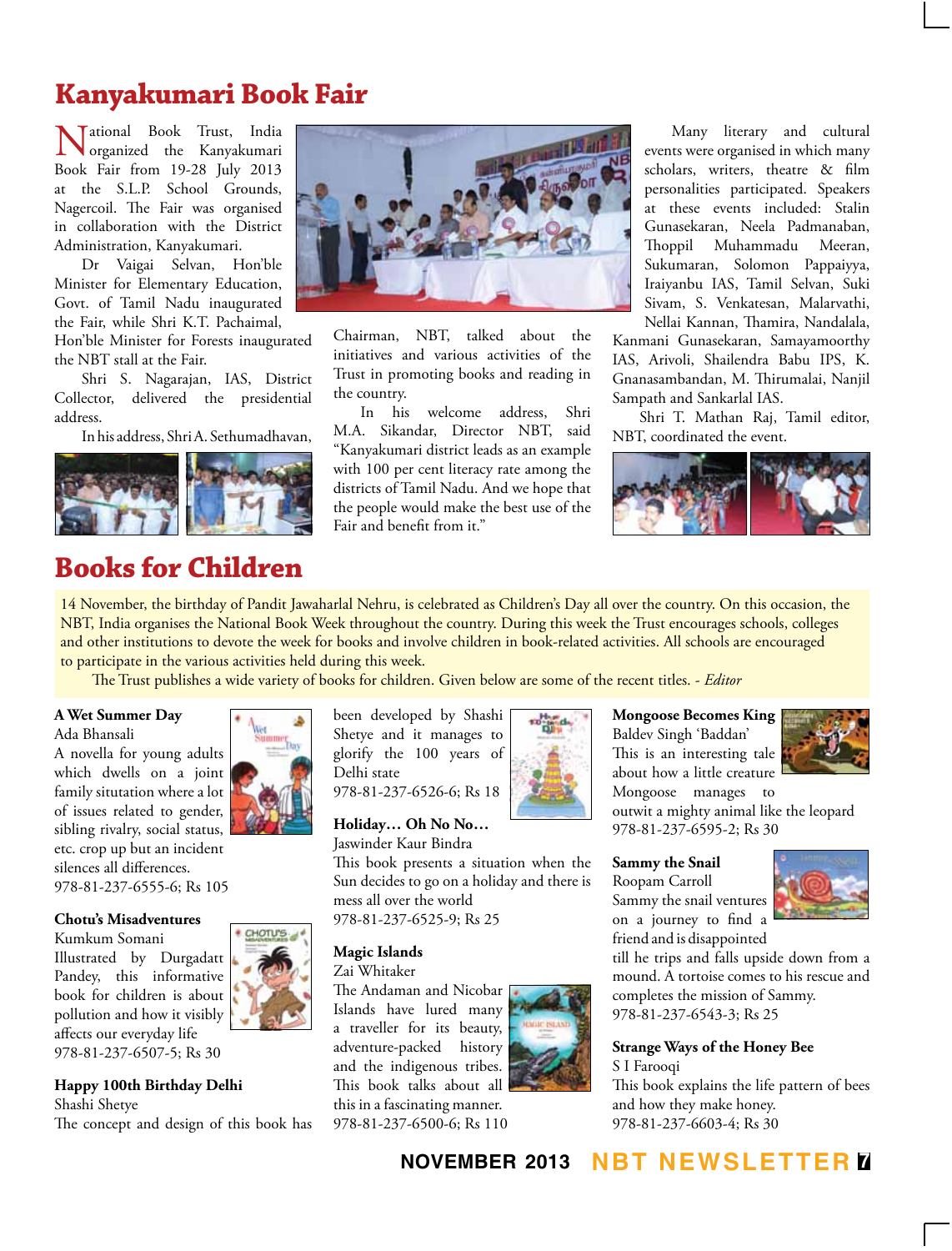# Kanyakumari Book Fair

National Book Trust, India organized the Kanyakumari Book Fair from 19-28 July 2013 at the S.L.P. School Grounds, Nagercoil. The Fair was organised in collaboration with the District Administration, Kanyakumari.

Dr Vaigai Selvan, Hon'ble Minister for Elementary Education, Govt. of Tamil Nadu inaugurated the Fair, while Shri K.T. Pachaimal, Hon'ble Minister for Forests inaugurated the NBT stall at the Fair.

Shri S. Nagarajan, IAS, District Collector, delivered the presidential address.

In his address, Shri A. Sethumadhavan, Chairman, NBT, talked about the initiatives and various activities of the Trust in promoting books and reading in the country.

In his welcome address, Shri M.A. Sikandar, Director NBT, said "Kanyakumari district leads as an example with 100 per cent literacy rate among the districts of Tamil Nadu. And we hope that the people would make the best use of the Fair and benefit from it."

Many literary and cultural events were organised in which many scholars, writers, theatre & film personalities participated. Speakers at these events included: Stalin Gunasekaran, Neela Padmanaban, Thoppil Muhammadu Meeran, Sukumaran, Solomon Pappaiyya, Iraiyanbu IAS, Tamil Selvan, Suki Sivam, S. Venkatesan, Malarvathi, Nellai Kannan, Thamira, Nandalala, Kanmani Gunasekaran, Samayamoorthy IAS, Arivoli, Shailendra Babu IPS, K. Gnanasambandan, M. Thirumalai, Nanjil Sampath and Sankarlal IAS.

Shri T. Mathan Raj, Tamil editor, NBT, coordinated the event.

# Books for Children

14 November, the birthday of Pandit Jawaharlal Nehru, is celebrated as Children's Day all over the country. On this occasion, the NBT, India organises the National Book Week throughout the country. During this week the Trust encourages schools, colleges and other institutions to devote the week for books and involve children in book-related activities. All schools are encouraged to participate in the various activities held during this week.

The Trust publishes a wide variety of books for children. Given below are some of the recent titles. - *Editor*

**A Wet Summer Day**
Ada Bhansali
A novella for young adults which dwells on a joint family situation where a lot of issues related to gender, sibling rivalry, social status, etc. crop up but an incident silences all differences.
978-81-237-6555-6; Rs 105

**Chotu's Misadventures**
Kumkum Somani
Illustrated by Durgadatt Pandey, this informative book for children is about pollution and how it visibly affects our everyday life
978-81-237-6507-5; Rs 30

**Happy 100th Birthday Delhi**
Shashi Shetye
The concept and design of this book has been developed by Shashi Shetye and it manages to glorify the 100 years of Delhi state
978-81-237-6526-6; Rs 18

**Holiday… Oh No No…**
Jaswinder Kaur Bindra
This book presents a situation when the Sun decides to go on a holiday and there is mess all over the world
978-81-237-6525-9; Rs 25

**Magic Islands**
Zai Whitaker
The Andaman and Nicobar Islands have lured many a traveller for its beauty, adventure-packed history and the indigenous tribes. This book talks about all this in a fascinating manner.
978-81-237-6500-6; Rs 110

**Mongoose Becomes King**
Baldev Singh 'Baddan'
This is an interesting tale about how a little creature Mongoose manages to outwit a mighty animal like the leopard
978-81-237-6595-2; Rs 30

**Sammy the Snail**
Roopam Carroll
Sammy the snail ventures on a journey to find a friend and is disappointed till he trips and falls upside down from a mound. A tortoise comes to his rescue and completes the mission of Sammy.
978-81-237-6543-3; Rs 25

**Strange Ways of the Honey Bee**
S I Farooqi
This book explains the life pattern of bees and how they make honey.
978-81-237-6603-4; Rs 30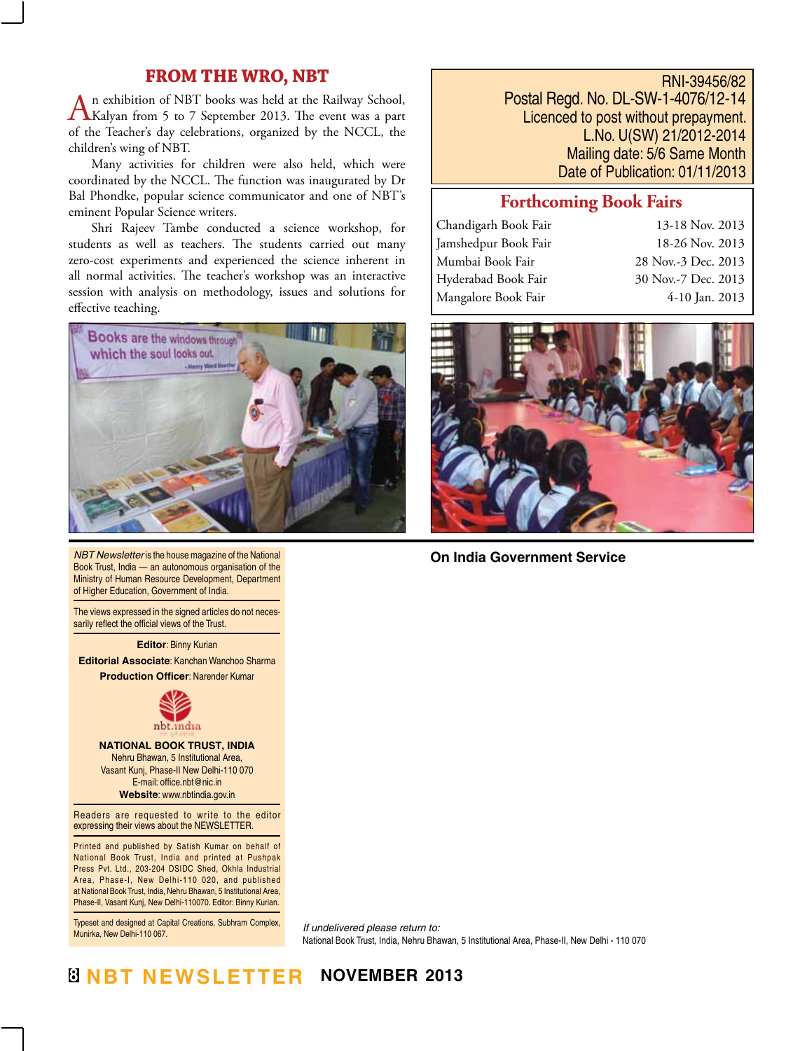## FROM THE WRO, NBT

An exhibition of NBT books was held at the Railway School, Kalyan from 5 to 7 September 2013. The event was a part of the Teacher's day celebrations, organized by the NCCL, the children's wing of NBT.

Many activities for children were also held, which were coordinated by the NCCL. The function was inaugurated by Dr Bal Phondke, popular science communicator and one of NBT's eminent Popular Science writers.

Shri Rajeev Tambe conducted a science workshop, for students as well as teachers. The students carried out many zero-cost experiments and experienced the science inherent in all normal activities. The teacher's workshop was an interactive session with analysis on methodology, issues and solutions for effective teaching.

RNI-39456/82
Postal Regd. No. DL-SW-1-4076/12-14
Licenced to post without prepayment.
L.No. U(SW) 21/2012-2014
Mailing date: 5/6 Same Month
Date of Publication: 01/11/2013

### Forthcoming Book Fairs

| | |
|---|---|
| Chandigarh Book Fair | 13-18 Nov. 2013 |
| Jamshedpur Book Fair | 18-26 Nov. 2013 |
| Mumbai Book Fair | 28 Nov.-3 Dec. 2013 |
| Hyderabad Book Fair | 30 Nov.-7 Dec. 2013 |
| Mangalore Book Fair | 4-10 Jan. 2013 |

*NBT Newsletter* is the house magazine of the National Book Trust, India — an autonomous organisation of the Ministry of Human Resource Development, Department of Higher Education, Government of India.

The views expressed in the signed articles do not necessarily reflect the official views of the Trust.

**Editor**: Binny Kurian
**Editorial Associate**: Kanchan Wanchoo Sharma
**Production Officer**: Narender Kumar

**NATIONAL BOOK TRUST, INDIA**
Nehru Bhawan, 5 Institutional Area,
Vasant Kunj, Phase-II New Delhi-110 070
E-mail: office.nbt@nic.in
**Website**: www.nbtindia.gov.in

Readers are requested to write to the editor expressing their views about the NEWSLETTER.

Printed and published by Satish Kumar on behalf of National Book Trust, India and printed at Pushpak Press Pvt. Ltd., 203-204 DSIDC Shed, Okhla Industrial Area, Phase-I, New Delhi-110 020, and published at National Book Trust, India, Nehru Bhawan, 5 Institutional Area, Phase-II, Vasant Kunj, New Delhi-110070. Editor: Binny Kurian.

Typeset and designed at Capital Creations, Subhram Complex, Munirka, New Delhi-110 067.

**On India Government Service**

*If undelivered please return to:*
National Book Trust, India, Nehru Bhawan, 5 Institutional Area, Phase-II, New Delhi - 110 070